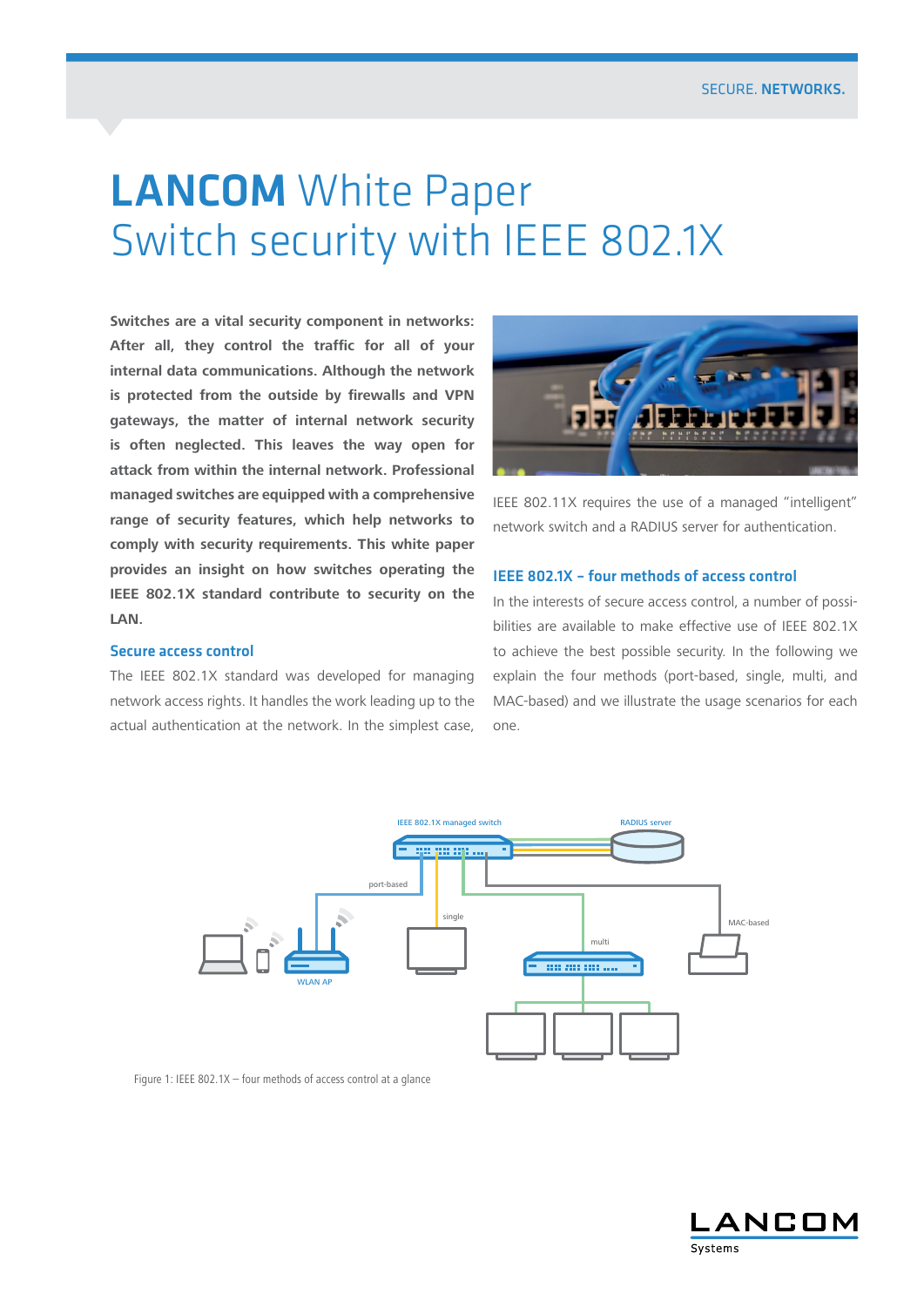# **LANCOM** White Paper
# Switch security with IEEE 802.1X

**Switches are a vital security component in networks: After all, they control the traffic for all of your internal data communications. Although the network is protected from the outside by firewalls and VPN gateways, the matter of internal network security is often neglected. This leaves the way open for attack from within the internal network. Professional managed switches are equipped with a comprehensive range of security features, which help networks to comply with security requirements. This white paper provides an insight on how switches operating the IEEE 802.1X standard contribute to security on the LAN.**

## Secure access control

The IEEE 802.1X standard was developed for managing network access rights. It handles the work leading up to the actual authentication at the network. In the simplest case,

IEEE 802.11X requires the use of a managed "intelligent" network switch and a RADIUS server for authentication.

## IEEE 802.1X – four methods of access control

In the interests of secure access control, a number of possibilities are available to make effective use of IEEE 802.1X to achieve the best possible security. In the following we explain the four methods (port-based, single, multi, and MAC-based) and we illustrate the usage scenarios for each one.

Figure 1: IEEE 802.1X – four methods of access control at a glance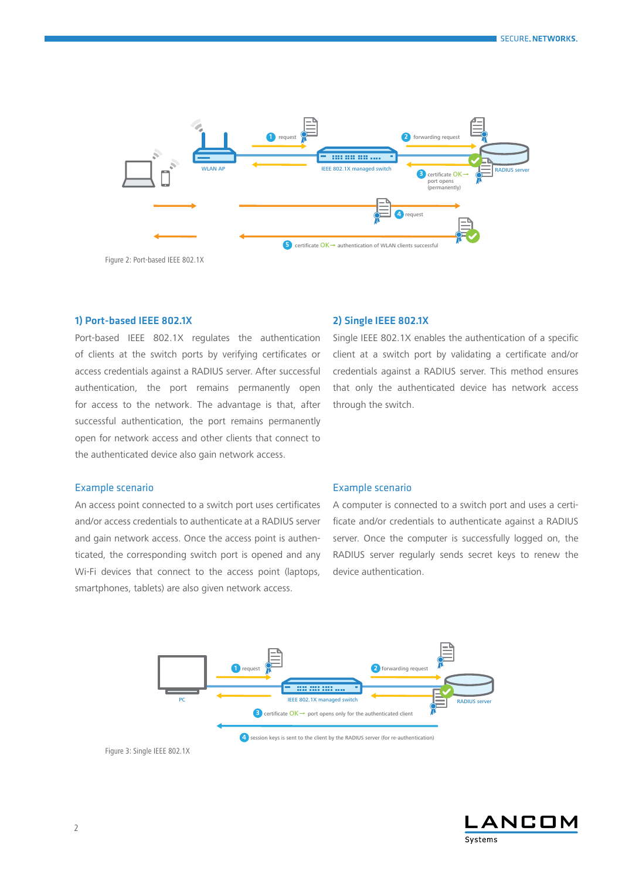Figure 2: Port-based IEEE 802.1X

## 1) Port-based IEEE 802.1X

Port-based IEEE 802.1X regulates the authentication of clients at the switch ports by verifying certificates or access credentials against a RADIUS server. After successful authentication, the port remains permanently open for access to the network. The advantage is that, after successful authentication, the port remains permanently open for network access and other clients that connect to the authenticated device also gain network access.

### Example scenario

An access point connected to a switch port uses certificates and/or access credentials to authenticate at a RADIUS server and gain network access. Once the access point is authenticated, the corresponding switch port is opened and any Wi-Fi devices that connect to the access point (laptops, smartphones, tablets) are also given network access.

## 2) Single IEEE 802.1X

Single IEEE 802.1X enables the authentication of a specific client at a switch port by validating a certificate and/or credentials against a RADIUS server. This method ensures that only the authenticated device has network access through the switch.

### Example scenario

A computer is connected to a switch port and uses a certificate and/or credentials to authenticate against a RADIUS server. Once the computer is successfully logged on, the RADIUS server regularly sends secret keys to renew the device authentication.

Figure 3: Single IEEE 802.1X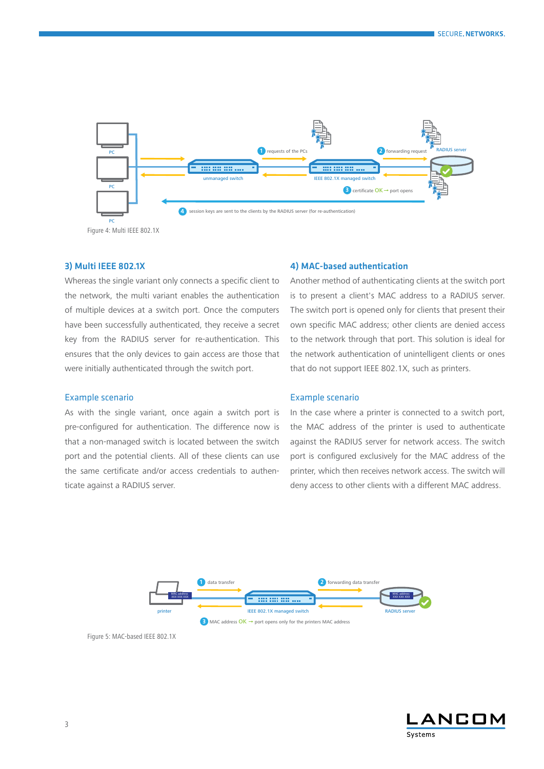Figure 4: Multi IEEE 802.1X

### 3) Multi IEEE 802.1X

Whereas the single variant only connects a specific client to the network, the multi variant enables the authentication of multiple devices at a switch port. Once the computers have been successfully authenticated, they receive a secret key from the RADIUS server for re-authentication. This ensures that the only devices to gain access are those that were initially authenticated through the switch port.

#### Example scenario

As with the single variant, once again a switch port is pre-configured for authentication. The difference now is that a non-managed switch is located between the switch port and the potential clients. All of these clients can use the same certificate and/or access credentials to authenticate against a RADIUS server.

### 4) MAC-based authentication

Another method of authenticating clients at the switch port is to present a client's MAC address to a RADIUS server. The switch port is opened only for clients that present their own specific MAC address; other clients are denied access to the network through that port. This solution is ideal for the network authentication of unintelligent clients or ones that do not support IEEE 802.1X, such as printers.

#### Example scenario

In the case where a printer is connected to a switch port, the MAC address of the printer is used to authenticate against the RADIUS server for network access. The switch port is configured exclusively for the MAC address of the printer, which then receives network access. The switch will deny access to other clients with a different MAC address.

Figure 5: MAC-based IEEE 802.1X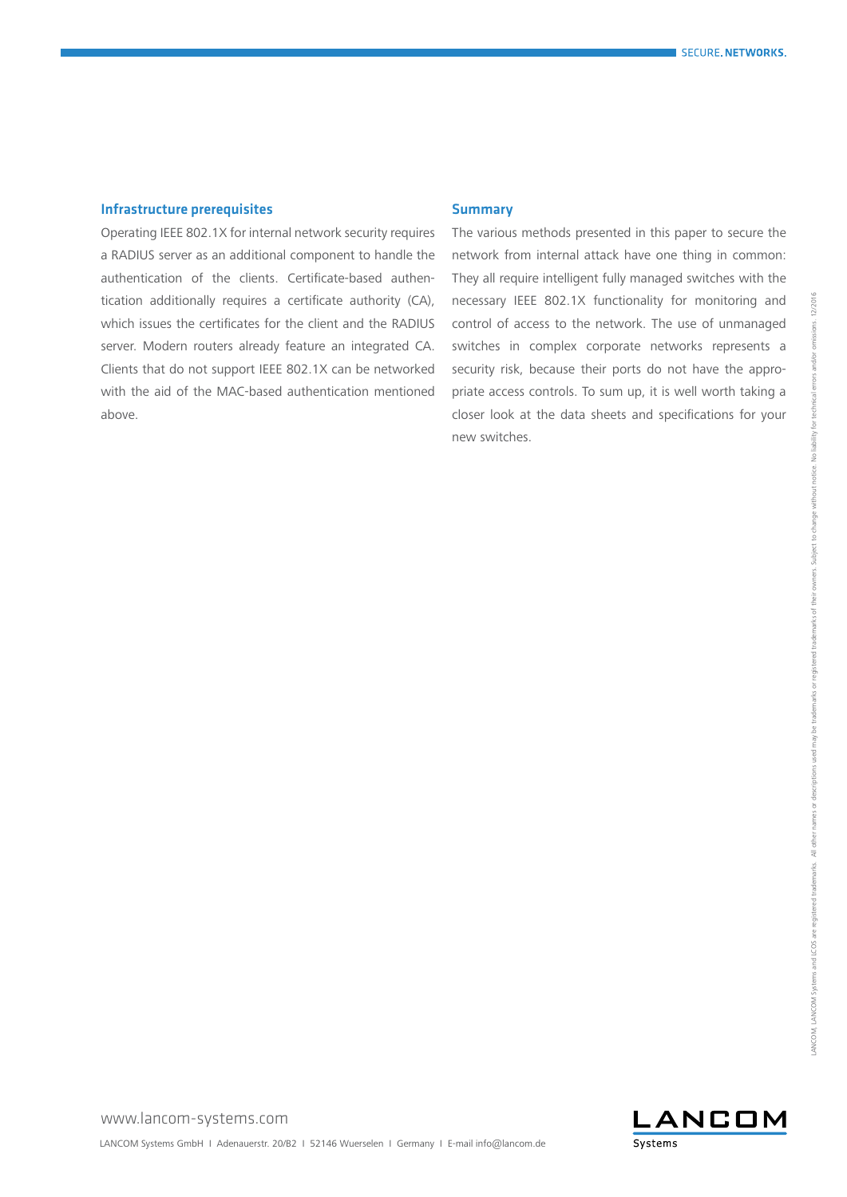## Infrastructure prerequisites

Operating IEEE 802.1X for internal network security requires a RADIUS server as an additional component to handle the authentication of the clients. Certificate-based authentication additionally requires a certificate authority (CA), which issues the certificates for the client and the RADIUS server. Modern routers already feature an integrated CA. Clients that do not support IEEE 802.1X can be networked with the aid of the MAC-based authentication mentioned above.

## Summary

The various methods presented in this paper to secure the network from internal attack have one thing in common: They all require intelligent fully managed switches with the necessary IEEE 802.1X functionality for monitoring and control of access to the network. The use of unmanaged switches in complex corporate networks represents a security risk, because their ports do not have the appropriate access controls. To sum up, it is well worth taking a closer look at the data sheets and specifications for your new switches.

LANCOM, LANCOM Systems and LCOS are registered trademarks. All other names or descriptions used may be trademarks or registered trademarks of their owners. Subject to change without notice. No liability for technical errors and/or omissions. 12/2016

www.lancom-systems.com

LANCOM Systems GmbH I Adenauerstr. 20/B2 I 52146 Wuerselen I Germany I E-mail info@lancom.de